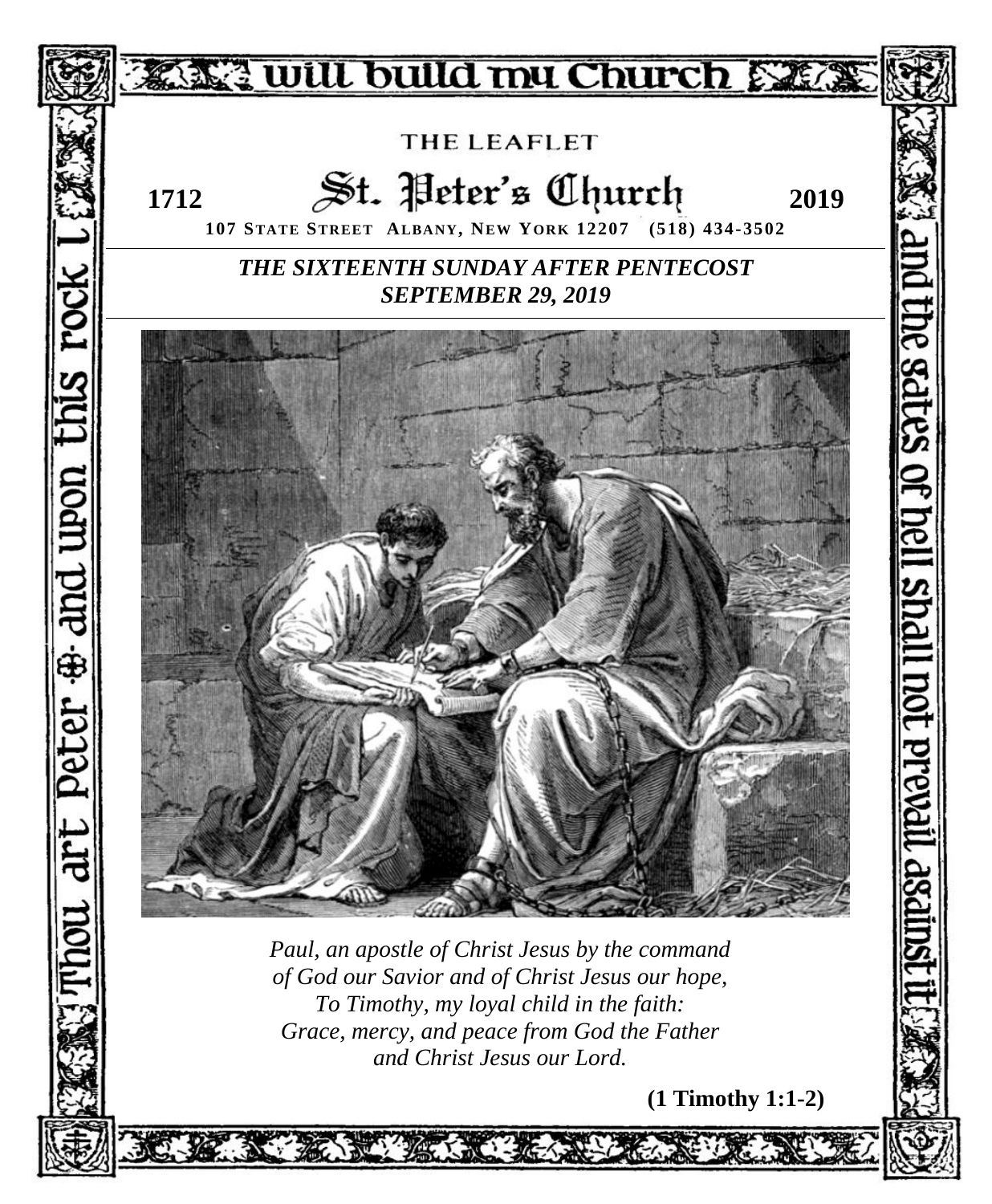I will build my Church

Thou art Peter ✠ and upon this rock I ... and the gates of hell shall not prevail against it

THE LEAFLET

# St. Peter's Church

**1712** **2019**

**107 STATE STREET ALBANY, NEW YORK 12207 (518) 434-3502**

***THE SIXTEENTH SUNDAY AFTER PENTECOST***
***SEPTEMBER 29, 2019***

*Paul, an apostle of Christ Jesus by the command of God our Savior and of Christ Jesus our hope,*
*To Timothy, my loyal child in the faith:*
*Grace, mercy, and peace from God the Father and Christ Jesus our Lord.*

**(1 Timothy 1:1-2)**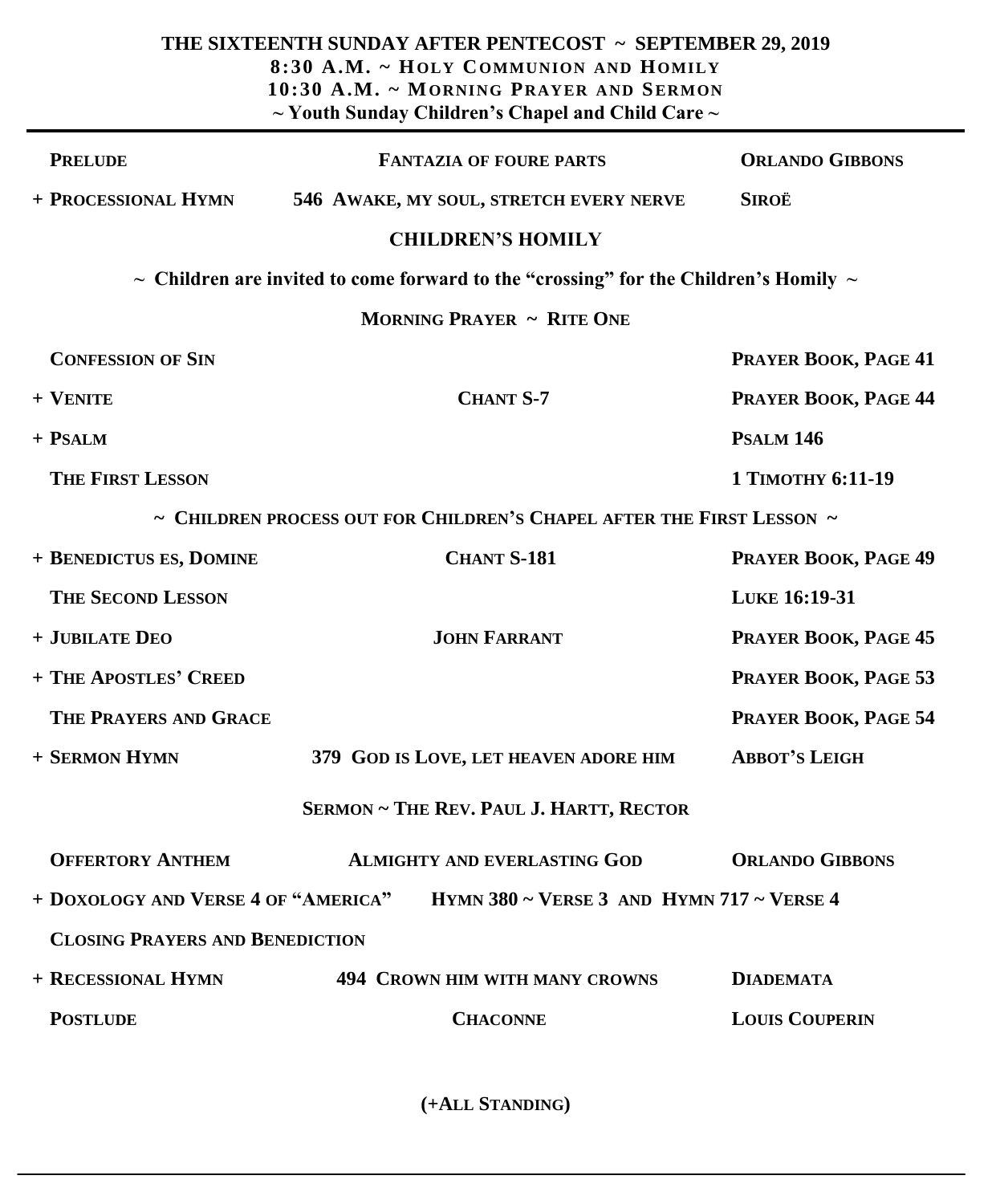**THE SIXTEENTH SUNDAY AFTER PENTECOST ~ SEPTEMBER 29, 2019**
**8:30 A.M. ~ HOLY COMMUNION AND HOMILY**
**10:30 A.M. ~ MORNING PRAYER AND SERMON**
**~ Youth Sunday Children's Chapel and Child Care ~**

---

| | | |
|---|---|---|
| **PRELUDE** | **FANTAZIA OF FOURE PARTS** | **ORLANDO GIBBONS** |
| **+ PROCESSIONAL HYMN** | **546 AWAKE, MY SOUL, STRETCH EVERY NERVE** | **SIROË** |

**CHILDREN'S HOMILY**

**~ Children are invited to come forward to the "crossing" for the Children's Homily ~**

**MORNING PRAYER ~ RITE ONE**

| | | |
|---|---|---|
| **CONFESSION OF SIN** | | **PRAYER BOOK, PAGE 41** |
| **+ VENITE** | **CHANT S-7** | **PRAYER BOOK, PAGE 44** |
| **+ PSALM** | | **PSALM 146** |
| **THE FIRST LESSON** | | **1 TIMOTHY 6:11-19** |

**~ CHILDREN PROCESS OUT FOR CHILDREN'S CHAPEL AFTER THE FIRST LESSON ~**

| | | |
|---|---|---|
| **+ BENEDICTUS ES, DOMINE** | **CHANT S-181** | **PRAYER BOOK, PAGE 49** |
| **THE SECOND LESSON** | | **LUKE 16:19-31** |
| **+ JUBILATE DEO** | **JOHN FARRANT** | **PRAYER BOOK, PAGE 45** |
| **+ THE APOSTLES' CREED** | | **PRAYER BOOK, PAGE 53** |
| **THE PRAYERS AND GRACE** | | **PRAYER BOOK, PAGE 54** |
| **+ SERMON HYMN** | **379 GOD IS LOVE, LET HEAVEN ADORE HIM** | **ABBOT'S LEIGH** |

**SERMON ~ THE REV. PAUL J. HARTT, RECTOR**

| | | |
|---|---|---|
| **OFFERTORY ANTHEM** | **ALMIGHTY AND EVERLASTING GOD** | **ORLANDO GIBBONS** |
| **+ DOXOLOGY AND VERSE 4 OF "AMERICA"** | **HYMN 380 ~ VERSE 3 AND HYMN 717 ~ VERSE 4** | |
| **CLOSING PRAYERS AND BENEDICTION** | | |
| **+ RECESSIONAL HYMN** | **494 CROWN HIM WITH MANY CROWNS** | **DIADEMATA** |
| **POSTLUDE** | **CHACONNE** | **LOUIS COUPERIN** |

**(+ALL STANDING)**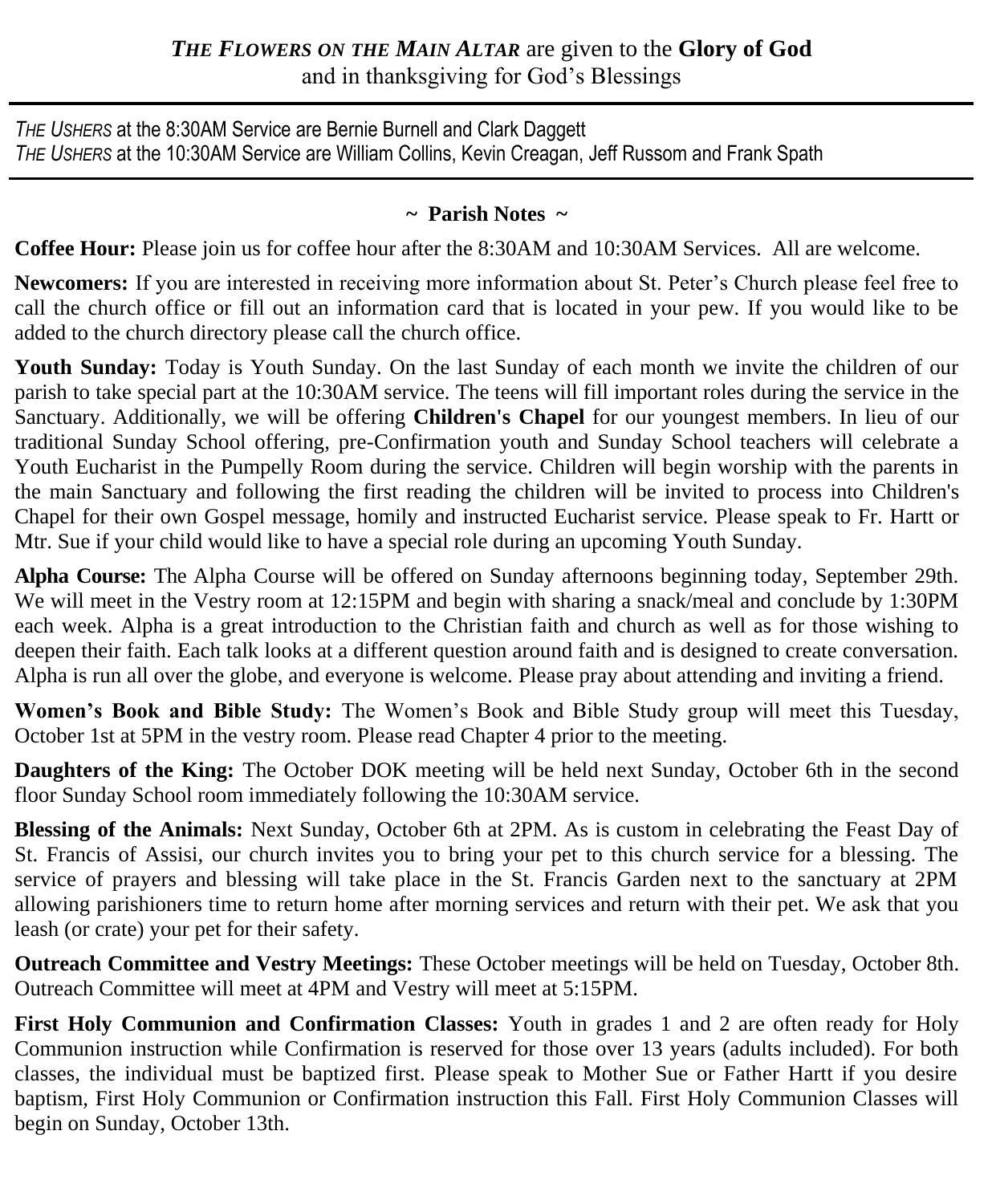***THE FLOWERS ON THE MAIN ALTAR*** are given to the **Glory of God** and in thanksgiving for God's Blessings

---

*THE USHERS* at the 8:30AM Service are Bernie Burnell and Clark Daggett
*THE USHERS* at the 10:30AM Service are William Collins, Kevin Creagan, Jeff Russom and Frank Spath

---

## ~ Parish Notes ~

**Coffee Hour:** Please join us for coffee hour after the 8:30AM and 10:30AM Services. All are welcome.

**Newcomers:** If you are interested in receiving more information about St. Peter's Church please feel free to call the church office or fill out an information card that is located in your pew. If you would like to be added to the church directory please call the church office.

**Youth Sunday:** Today is Youth Sunday. On the last Sunday of each month we invite the children of our parish to take special part at the 10:30AM service. The teens will fill important roles during the service in the Sanctuary. Additionally, we will be offering **Children's Chapel** for our youngest members. In lieu of our traditional Sunday School offering, pre-Confirmation youth and Sunday School teachers will celebrate a Youth Eucharist in the Pumpelly Room during the service. Children will begin worship with the parents in the main Sanctuary and following the first reading the children will be invited to process into Children's Chapel for their own Gospel message, homily and instructed Eucharist service. Please speak to Fr. Hartt or Mtr. Sue if your child would like to have a special role during an upcoming Youth Sunday.

**Alpha Course:** The Alpha Course will be offered on Sunday afternoons beginning today, September 29th. We will meet in the Vestry room at 12:15PM and begin with sharing a snack/meal and conclude by 1:30PM each week. Alpha is a great introduction to the Christian faith and church as well as for those wishing to deepen their faith. Each talk looks at a different question around faith and is designed to create conversation. Alpha is run all over the globe, and everyone is welcome. Please pray about attending and inviting a friend.

**Women's Book and Bible Study:** The Women's Book and Bible Study group will meet this Tuesday, October 1st at 5PM in the vestry room. Please read Chapter 4 prior to the meeting.

**Daughters of the King:** The October DOK meeting will be held next Sunday, October 6th in the second floor Sunday School room immediately following the 10:30AM service.

**Blessing of the Animals:** Next Sunday, October 6th at 2PM. As is custom in celebrating the Feast Day of St. Francis of Assisi, our church invites you to bring your pet to this church service for a blessing. The service of prayers and blessing will take place in the St. Francis Garden next to the sanctuary at 2PM allowing parishioners time to return home after morning services and return with their pet. We ask that you leash (or crate) your pet for their safety.

**Outreach Committee and Vestry Meetings:** These October meetings will be held on Tuesday, October 8th. Outreach Committee will meet at 4PM and Vestry will meet at 5:15PM.

**First Holy Communion and Confirmation Classes:** Youth in grades 1 and 2 are often ready for Holy Communion instruction while Confirmation is reserved for those over 13 years (adults included). For both classes, the individual must be baptized first. Please speak to Mother Sue or Father Hartt if you desire baptism, First Holy Communion or Confirmation instruction this Fall. First Holy Communion Classes will begin on Sunday, October 13th.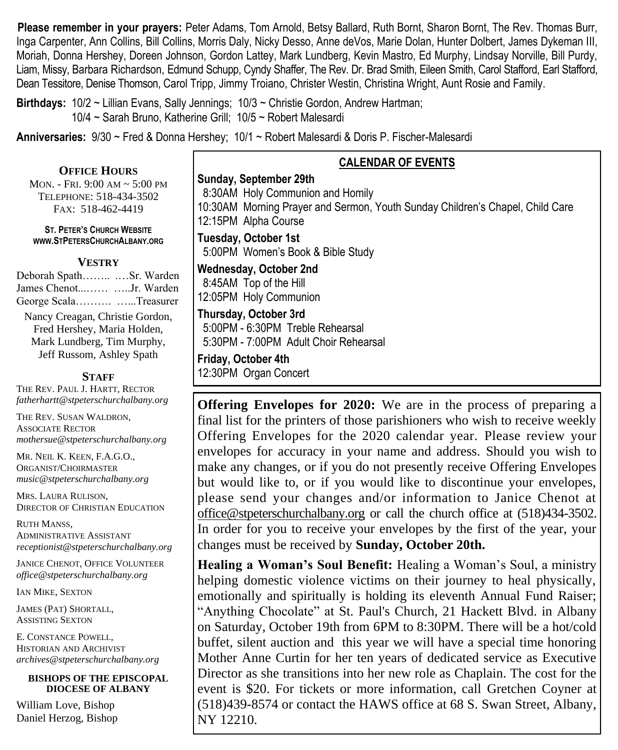**Please remember in your prayers:** Peter Adams, Tom Arnold, Betsy Ballard, Ruth Bornt, Sharon Bornt, The Rev. Thomas Burr, Inga Carpenter, Ann Collins, Bill Collins, Morris Daly, Nicky Desso, Anne deVos, Marie Dolan, Hunter Dolbert, James Dykeman III, Moriah, Donna Hershey, Doreen Johnson, Gordon Lattey, Mark Lundberg, Kevin Mastro, Ed Murphy, Lindsay Norville, Bill Purdy, Liam, Missy, Barbara Richardson, Edmund Schupp, Cyndy Shaffer, The Rev. Dr. Brad Smith, Eileen Smith, Carol Stafford, Earl Stafford, Dean Tessitore, Denise Thomson, Carol Tripp, Jimmy Troiano, Christer Westin, Christina Wright, Aunt Rosie and Family.

**Birthdays:** 10/2 ~ Lillian Evans, Sally Jennings; 10/3 ~ Christie Gordon, Andrew Hartman; 10/4 ~ Sarah Bruno, Katherine Grill; 10/5 ~ Robert Malesardi

**Anniversaries:** 9/30 ~ Fred & Donna Hershey; 10/1 ~ Robert Malesardi & Doris P. Fischer-Malesardi

### Office Hours

Mon. - Fri. 9:00 AM ~ 5:00 PM
Telephone: 518-434-3502
Fax: 518-462-4419

**St. Peter's Church Website**
**www.StPetersChurchAlbany.org**

### Vestry

Deborah Spath…….. ….Sr. Warden
James Chenot...…… …..Jr. Warden
George Scala………. …...Treasurer

Nancy Creagan, Christie Gordon, Fred Hershey, Maria Holden, Mark Lundberg, Tim Murphy, Jeff Russom, Ashley Spath

### Staff

The Rev. Paul J. Hartt, Rector
*fatherhartt@stpeterschurchalbany.org*

The Rev. Susan Waldron, Associate Rector
*mothersue@stpeterschurchalbany.org*

Mr. Neil K. Keen, F.A.G.O., Organist/Choirmaster
*music@stpeterschurchalbany.org*

Mrs. Laura Rulison, Director of Christian Education

Ruth Manss, Administrative Assistant
*receptionist@stpeterschurchalbany.org*

Janice Chenot, Office Volunteer
*office@stpeterschurchalbany.org*

Ian Mike, Sexton

James (Pat) Shortall, Assisting Sexton

E. Constance Powell, Historian and Archivist
*archives@stpeterschurchalbany.org*

**Bishops of the Episcopal Diocese of Albany**

William Love, Bishop
Daniel Herzog, Bishop

## CALENDAR OF EVENTS

**Sunday, September 29th**
8:30AM Holy Communion and Homily
10:30AM Morning Prayer and Sermon, Youth Sunday Children's Chapel, Child Care
12:15PM Alpha Course

**Tuesday, October 1st**
5:00PM Women's Book & Bible Study

**Wednesday, October 2nd**
8:45AM Top of the Hill
12:05PM Holy Communion

**Thursday, October 3rd**
5:00PM - 6:30PM Treble Rehearsal
5:30PM - 7:00PM Adult Choir Rehearsal

**Friday, October 4th**
12:30PM Organ Concert

**Offering Envelopes for 2020:** We are in the process of preparing a final list for the printers of those parishioners who wish to receive weekly Offering Envelopes for the 2020 calendar year. Please review your envelopes for accuracy in your name and address. Should you wish to make any changes, or if you do not presently receive Offering Envelopes but would like to, or if you would like to discontinue your envelopes, please send your changes and/or information to Janice Chenot at office@stpeterschurchalbany.org or call the church office at (518)434-3502. In order for you to receive your envelopes by the first of the year, your changes must be received by **Sunday, October 20th.**

**Healing a Woman's Soul Benefit:** Healing a Woman's Soul, a ministry helping domestic violence victims on their journey to heal physically, emotionally and spiritually is holding its eleventh Annual Fund Raiser; "Anything Chocolate" at St. Paul's Church, 21 Hackett Blvd. in Albany on Saturday, October 19th from 6PM to 8:30PM. There will be a hot/cold buffet, silent auction and this year we will have a special time honoring Mother Anne Curtin for her ten years of dedicated service as Executive Director as she transitions into her new role as Chaplain. The cost for the event is $20. For tickets or more information, call Gretchen Coyner at (518)439-8574 or contact the HAWS office at 68 S. Swan Street, Albany, NY 12210.